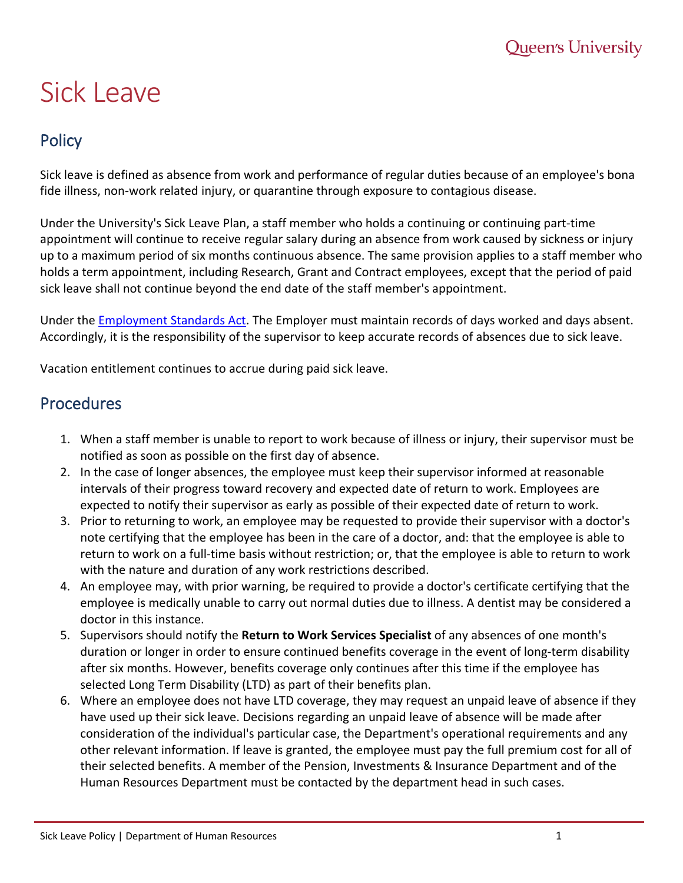# Sick Leave

## Policy

Sick leave is defined as absence from work and performance of regular duties because of an employee's bona fide illness, non-work related injury, or quarantine through exposure to contagious disease.

Under the University's Sick Leave Plan, a staff member who holds a continuing or continuing part-time appointment will continue to receive regular salary during an absence from work caused by sickness or injury up to a maximum period of six months continuous absence. The same provision applies to a staff member who holds a term appointment, including Research, Grant and Contract employees, except that the period of paid sick leave shall not continue beyond the end date of the staff member's appointment.

Under the Employment Standards Act. The Employer must maintain records of days worked and days absent. Accordingly, it is the responsibility of the supervisor to keep accurate records of absences due to sick leave.

Vacation entitlement continues to accrue during paid sick leave.

## Procedures

1. When a staff member is unable to report to work because of illness or injury, their supervisor must be notified as soon as possible on the first day of absence.
2. In the case of longer absences, the employee must keep their supervisor informed at reasonable intervals of their progress toward recovery and expected date of return to work. Employees are expected to notify their supervisor as early as possible of their expected date of return to work.
3. Prior to returning to work, an employee may be requested to provide their supervisor with a doctor's note certifying that the employee has been in the care of a doctor, and: that the employee is able to return to work on a full-time basis without restriction; or, that the employee is able to return to work with the nature and duration of any work restrictions described.
4. An employee may, with prior warning, be required to provide a doctor's certificate certifying that the employee is medically unable to carry out normal duties due to illness. A dentist may be considered a doctor in this instance.
5. Supervisors should notify the **Return to Work Services Specialist** of any absences of one month's duration or longer in order to ensure continued benefits coverage in the event of long-term disability after six months. However, benefits coverage only continues after this time if the employee has selected Long Term Disability (LTD) as part of their benefits plan.
6. Where an employee does not have LTD coverage, they may request an unpaid leave of absence if they have used up their sick leave. Decisions regarding an unpaid leave of absence will be made after consideration of the individual's particular case, the Department's operational requirements and any other relevant information. If leave is granted, the employee must pay the full premium cost for all of their selected benefits. A member of the Pension, Investments & Insurance Department and of the Human Resources Department must be contacted by the department head in such cases.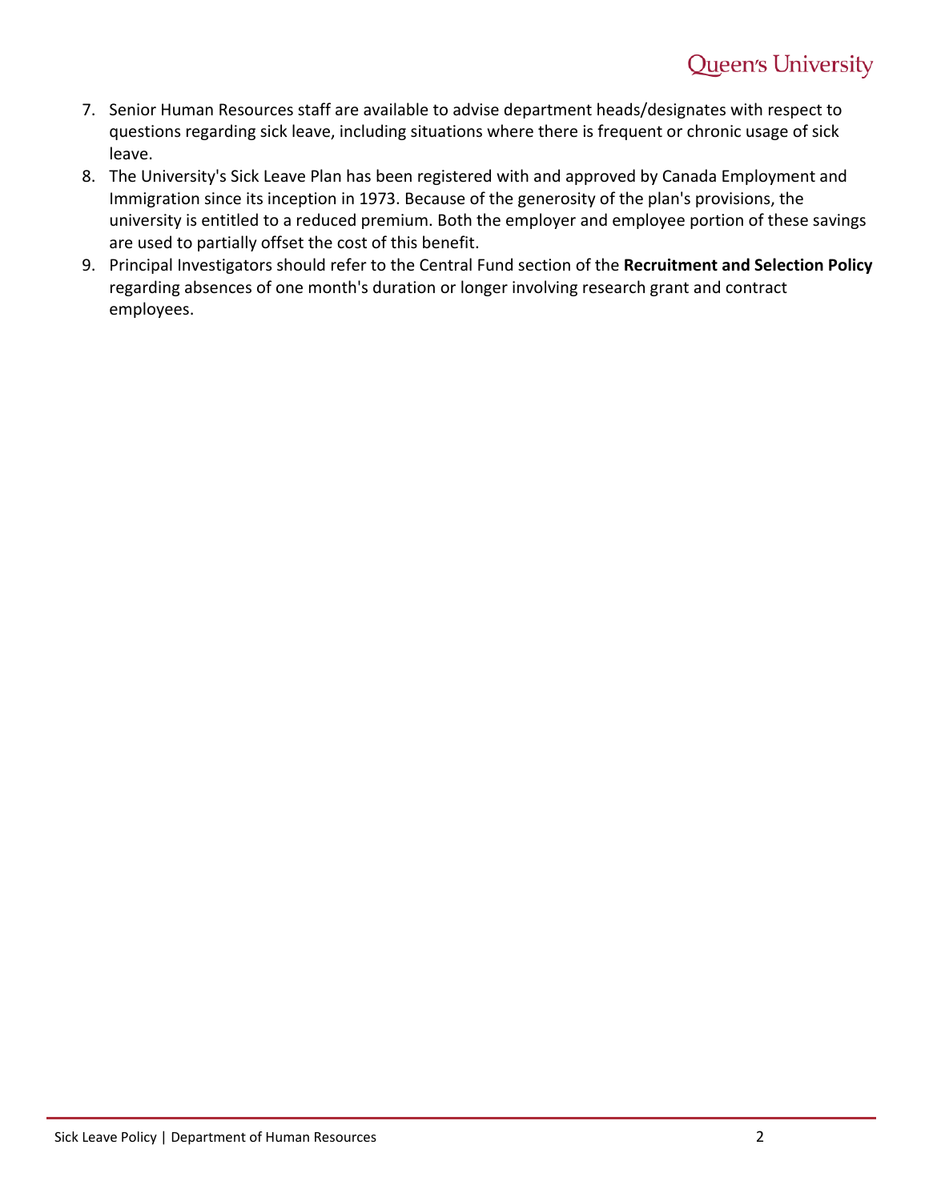7. Senior Human Resources staff are available to advise department heads/designates with respect to questions regarding sick leave, including situations where there is frequent or chronic usage of sick leave.
8. The University's Sick Leave Plan has been registered with and approved by Canada Employment and Immigration since its inception in 1973. Because of the generosity of the plan's provisions, the university is entitled to a reduced premium. Both the employer and employee portion of these savings are used to partially offset the cost of this benefit.
9. Principal Investigators should refer to the Central Fund section of the **Recruitment and Selection Policy** regarding absences of one month's duration or longer involving research grant and contract employees.